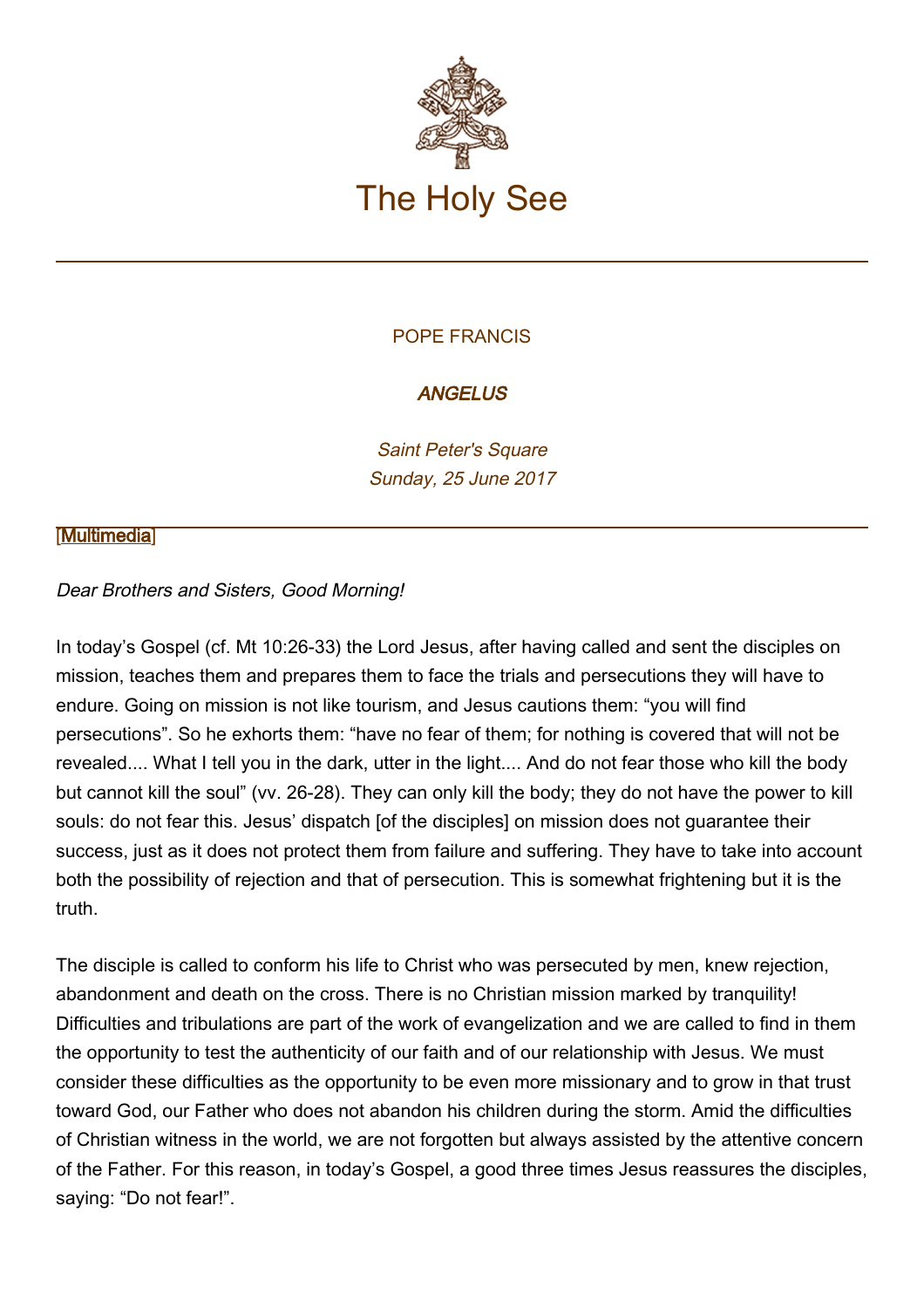# The Holy See

POPE FRANCIS

***ANGELUS***

*Saint Peter's Square*
*Sunday, 25 June 2017*

[Multimedia]

*Dear Brothers and Sisters, Good Morning!*

In today's Gospel (cf. Mt 10:26-33) the Lord Jesus, after having called and sent the disciples on mission, teaches them and prepares them to face the trials and persecutions they will have to endure. Going on mission is not like tourism, and Jesus cautions them: "you will find persecutions". So he exhorts them: "have no fear of them; for nothing is covered that will not be revealed.... What I tell you in the dark, utter in the light.... And do not fear those who kill the body but cannot kill the soul" (vv. 26-28). They can only kill the body; they do not have the power to kill souls: do not fear this. Jesus' dispatch [of the disciples] on mission does not guarantee their success, just as it does not protect them from failure and suffering. They have to take into account both the possibility of rejection and that of persecution. This is somewhat frightening but it is the truth.

The disciple is called to conform his life to Christ who was persecuted by men, knew rejection, abandonment and death on the cross. There is no Christian mission marked by tranquility! Difficulties and tribulations are part of the work of evangelization and we are called to find in them the opportunity to test the authenticity of our faith and of our relationship with Jesus. We must consider these difficulties as the opportunity to be even more missionary and to grow in that trust toward God, our Father who does not abandon his children during the storm. Amid the difficulties of Christian witness in the world, we are not forgotten but always assisted by the attentive concern of the Father. For this reason, in today's Gospel, a good three times Jesus reassures the disciples, saying: "Do not fear!".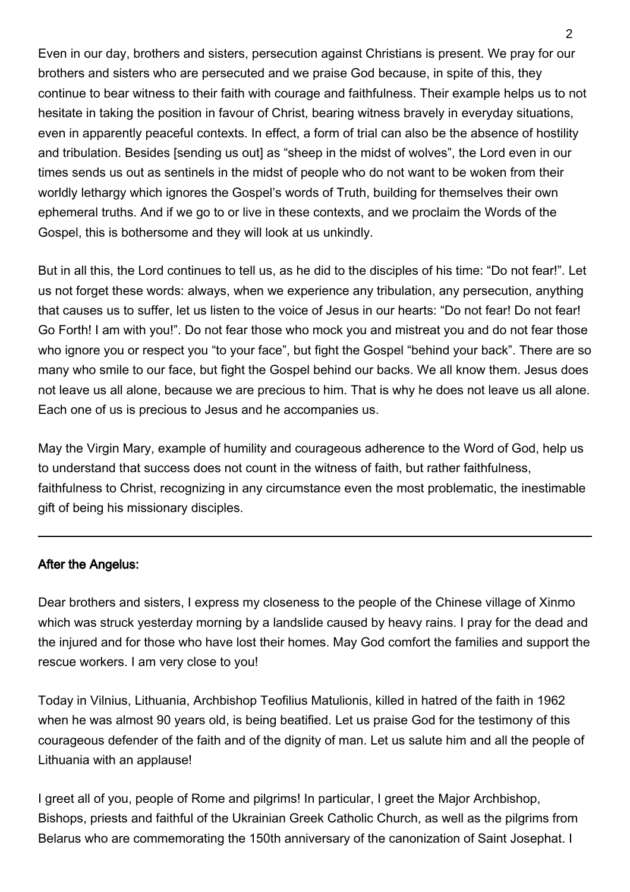Even in our day, brothers and sisters, persecution against Christians is present. We pray for our brothers and sisters who are persecuted and we praise God because, in spite of this, they continue to bear witness to their faith with courage and faithfulness. Their example helps us to not hesitate in taking the position in favour of Christ, bearing witness bravely in everyday situations, even in apparently peaceful contexts. In effect, a form of trial can also be the absence of hostility and tribulation. Besides [sending us out] as “sheep in the midst of wolves”, the Lord even in our times sends us out as sentinels in the midst of people who do not want to be woken from their worldly lethargy which ignores the Gospel’s words of Truth, building for themselves their own ephemeral truths. And if we go to or live in these contexts, and we proclaim the Words of the Gospel, this is bothersome and they will look at us unkindly.

But in all this, the Lord continues to tell us, as he did to the disciples of his time: “Do not fear!”. Let us not forget these words: always, when we experience any tribulation, any persecution, anything that causes us to suffer, let us listen to the voice of Jesus in our hearts: “Do not fear! Do not fear! Go Forth! I am with you!”. Do not fear those who mock you and mistreat you and do not fear those who ignore you or respect you “to your face”, but fight the Gospel “behind your back”. There are so many who smile to our face, but fight the Gospel behind our backs. We all know them. Jesus does not leave us all alone, because we are precious to him. That is why he does not leave us all alone. Each one of us is precious to Jesus and he accompanies us.

May the Virgin Mary, example of humility and courageous adherence to the Word of God, help us to understand that success does not count in the witness of faith, but rather faithfulness, faithfulness to Christ, recognizing in any circumstance even the most problematic, the inestimable gift of being his missionary disciples.

---

**After the Angelus:**

Dear brothers and sisters, I express my closeness to the people of the Chinese village of Xinmo which was struck yesterday morning by a landslide caused by heavy rains. I pray for the dead and the injured and for those who have lost their homes. May God comfort the families and support the rescue workers. I am very close to you!

Today in Vilnius, Lithuania, Archbishop Teofilius Matulionis, killed in hatred of the faith in 1962 when he was almost 90 years old, is being beatified. Let us praise God for the testimony of this courageous defender of the faith and of the dignity of man. Let us salute him and all the people of Lithuania with an applause!

I greet all of you, people of Rome and pilgrims! In particular, I greet the Major Archbishop, Bishops, priests and faithful of the Ukrainian Greek Catholic Church, as well as the pilgrims from Belarus who are commemorating the 150th anniversary of the canonization of Saint Josephat. I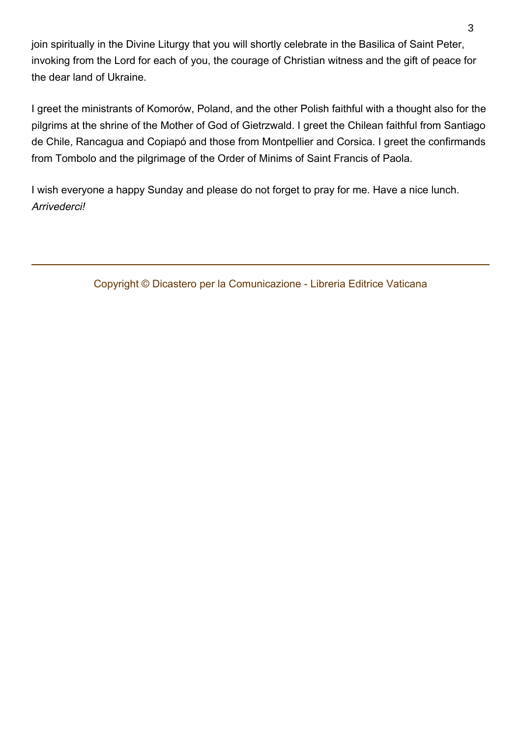join spiritually in the Divine Liturgy that you will shortly celebrate in the Basilica of Saint Peter, invoking from the Lord for each of you, the courage of Christian witness and the gift of peace for the dear land of Ukraine.

I greet the ministrants of Komorów, Poland, and the other Polish faithful with a thought also for the pilgrims at the shrine of the Mother of God of Gietrzwald. I greet the Chilean faithful from Santiago de Chile, Rancagua and Copiapó and those from Montpellier and Corsica. I greet the confirmands from Tombolo and the pilgrimage of the Order of Minims of Saint Francis of Paola.

I wish everyone a happy Sunday and please do not forget to pray for me. Have a nice lunch. *Arrivederci!*

---

Copyright © Dicastero per la Comunicazione - Libreria Editrice Vaticana